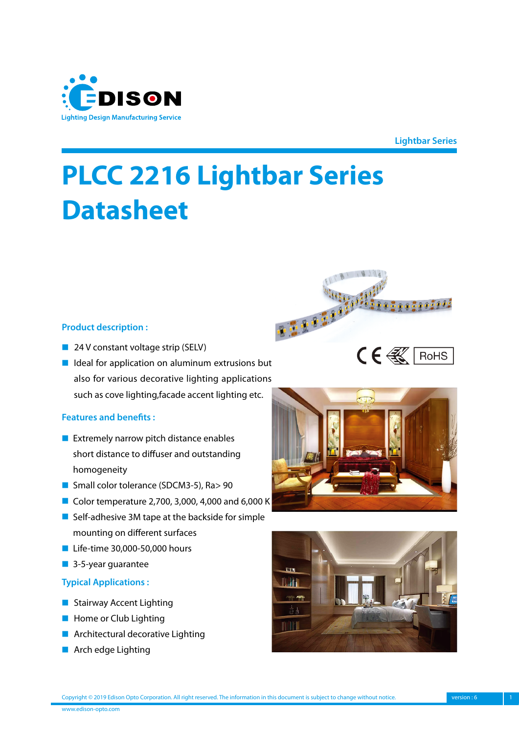Lightbar Series

# PLCC 2216 Lightbar Series Datasheet

## Product description :

- 24 V constant voltage strip (SELV)
- Ideal for application on aluminum extrusions but also for various decorative lighting applications such as cove lighting,facade accent lighting etc.

## Features and benefits :

- Extremely narrow pitch distance enables short distance to diffuser and outstanding homogeneity
- Small color tolerance (SDCM3-5), Ra> 90
- Color temperature 2,700, 3,000, 4,000 and 6,000 K
- Self-adhesive 3M tape at the backside for simple mounting on different surfaces
- Life-time 30,000-50,000 hours
- 3-5-year guarantee

## Typical Applications :

- Stairway Accent Lighting
- Home or Club Lighting
- Architectural decorative Lighting
- Arch edge Lighting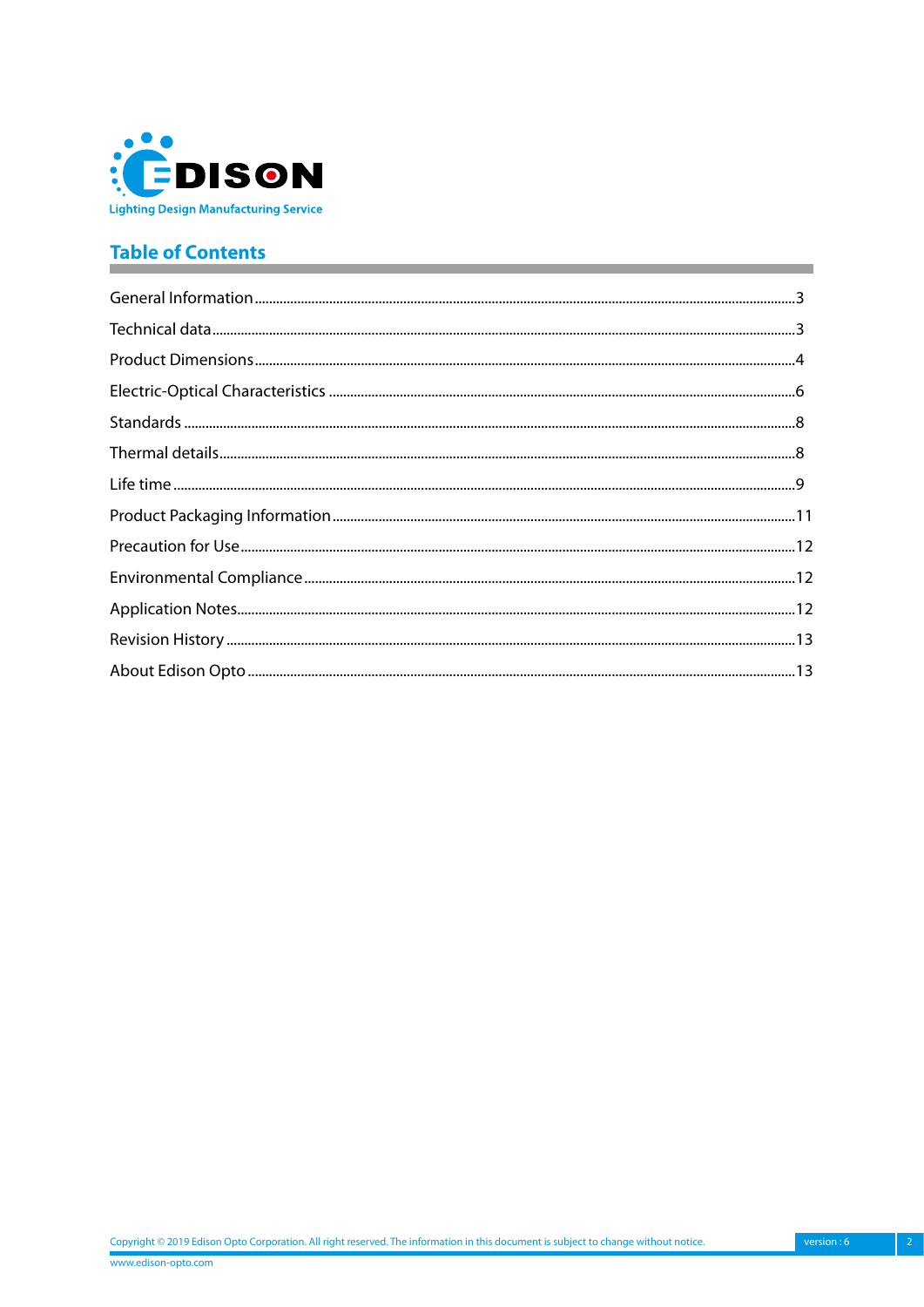EDISON

Lighting Design Manufacturing Service

## Table of Contents

General Information ........ 3
Technical data ........ 3
Product Dimensions ........ 4
Electric-Optical Characteristics ........ 6
Standards ........ 8
Thermal details ........ 8
Life time ........ 9
Product Packaging Information ........ 11
Precaution for Use ........ 12
Environmental Compliance ........ 12
Application Notes ........ 12
Revision History ........ 13
About Edison Opto ........ 13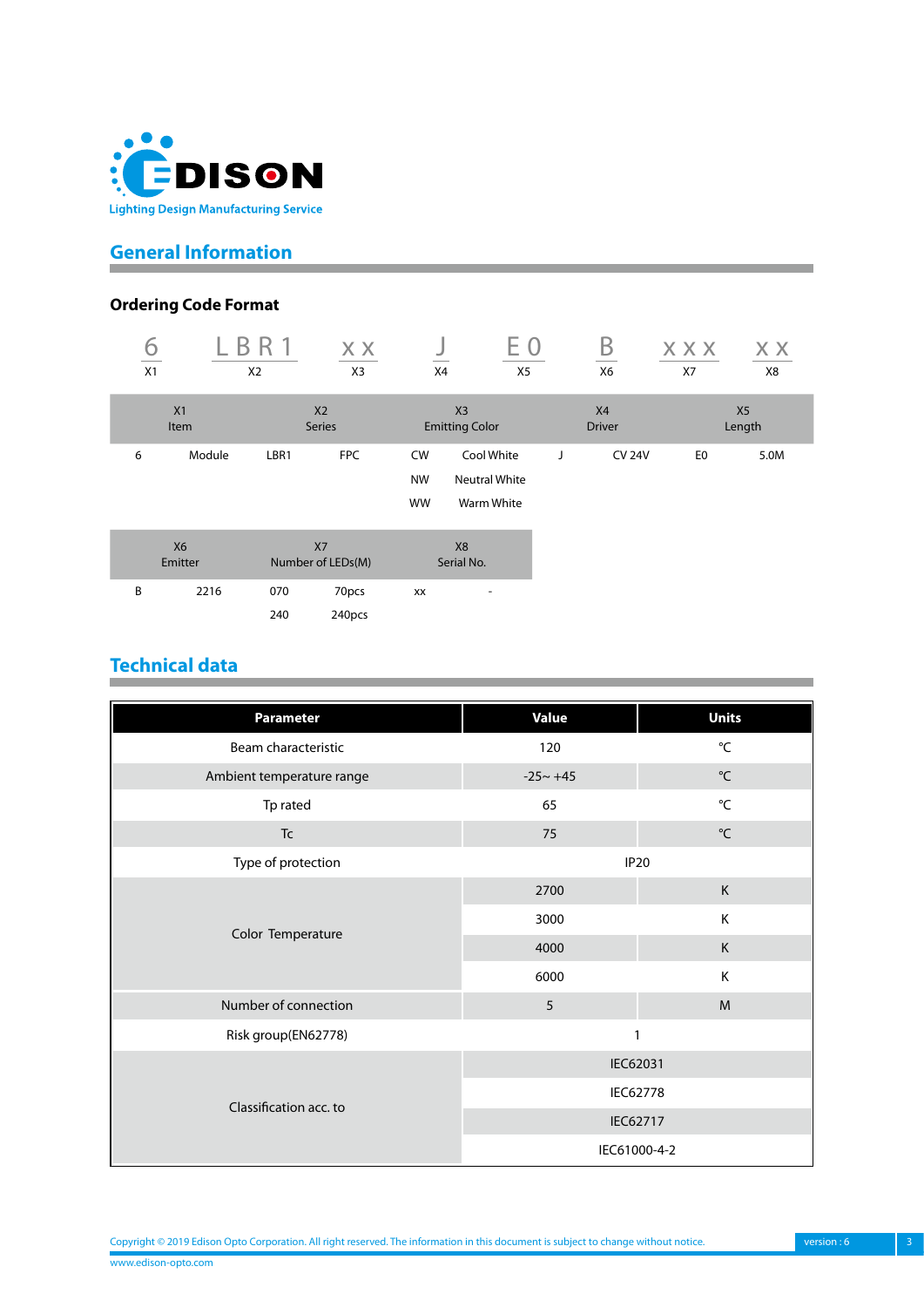EDISON

Lighting Design Manufacturing Service

## General Information

### Ordering Code Format

| 6 | LBR1 | xx | J | E0 | B | xxx | xx |
|---|---|---|---|---|---|---|---|
| X1 | X2 | X3 | X4 | X5 | X6 | X7 | X8 |

| X1 Item | | X2 Series | | X3 Emitting Color | | X4 Driver | | X5 Length | |
|---|---|---|---|---|---|---|---|---|---|
| 6 | Module | LBR1 | FPC | CW | Cool White | J | CV 24V | E0 | 5.0M |
| | | | | NW | Neutral White | | | | |
| | | | | WW | Warm White | | | | |

| X6 Emitter | | X7 Number of LEDs(M) | | X8 Serial No. | |
|---|---|---|---|---|---|
| B | 2216 | 070 | 70pcs | xx | - |
| | | 240 | 240pcs | | |

## Technical data

| Parameter | Value | Units |
|---|---|---|
| Beam characteristic | 120 | ℃ |
| Ambient temperature range | -25~ +45 | ℃ |
| Tp rated | 65 | ℃ |
| Tc | 75 | ℃ |
| Type of protection | IP20 | |
| Color Temperature | 2700 | K |
| | 3000 | K |
| | 4000 | K |
| | 6000 | K |
| Number of connection | 5 | M |
| Risk group(EN62778) | 1 | |
| Classification acc. to | IEC62031 | |
| | IEC62778 | |
| | IEC62717 | |
| | IEC61000-4-2 | |

Copyright © 2019 Edison Opto Corporation. All right reserved. The information in this document is subject to change without notice.

www.edison-opto.com

version : 6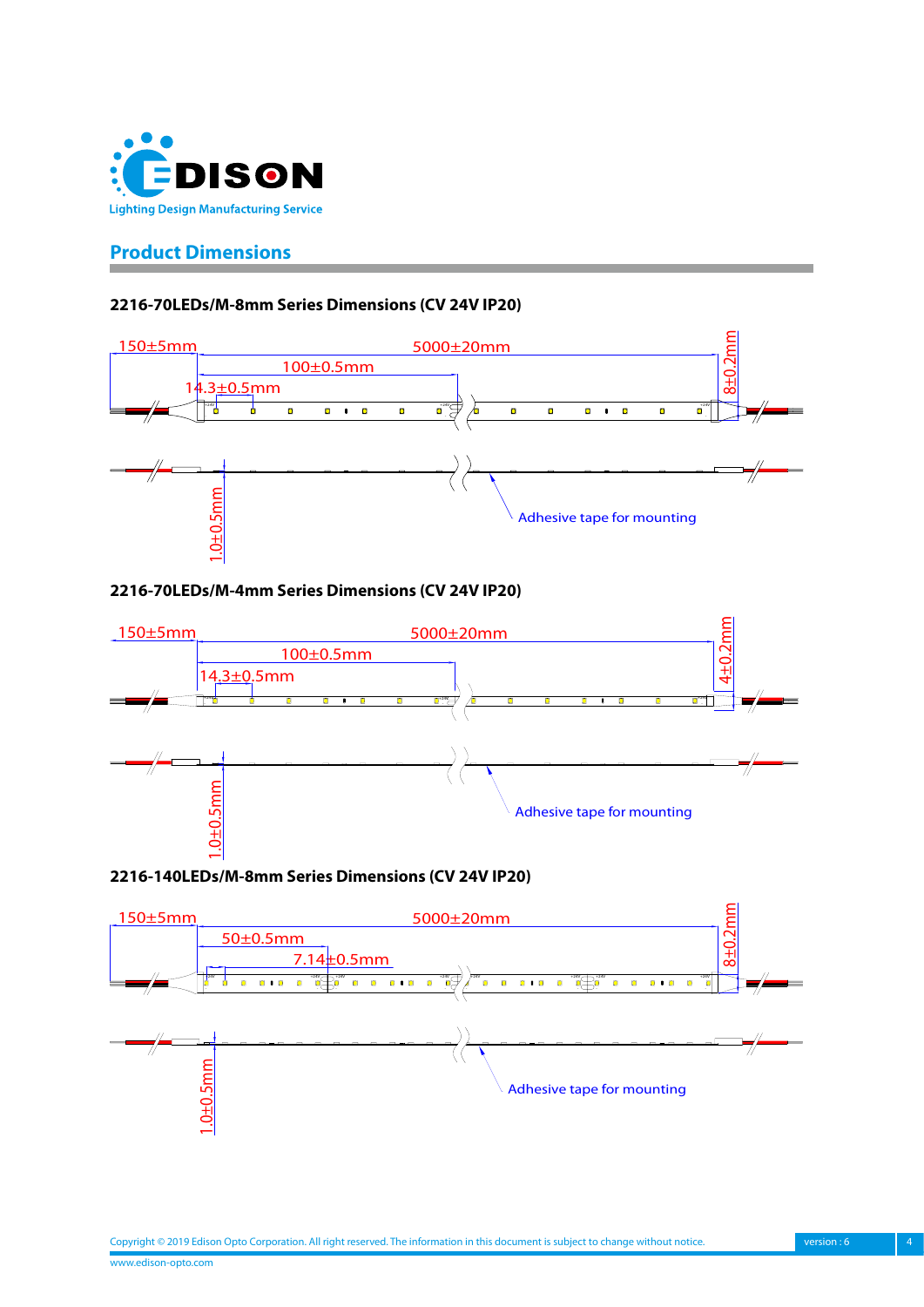## Product Dimensions

### 2216-70LEDs/M-8mm Series Dimensions (CV 24V IP20)

150±5mm

5000±20mm

100±0.5mm

14.3±0.5mm

8±0.2mm

1.0±0.5mm

Adhesive tape for mounting

### 2216-70LEDs/M-4mm Series Dimensions (CV 24V IP20)

150±5mm

5000±20mm

100±0.5mm

14.3±0.5mm

4±0.2mm

1.0±0.5mm

Adhesive tape for mounting

### 2216-140LEDs/M-8mm Series Dimensions (CV 24V IP20)

150±5mm

5000±20mm

50±0.5mm

7.14±0.5mm

8±0.2mm

1.0±0.5mm

Adhesive tape for mounting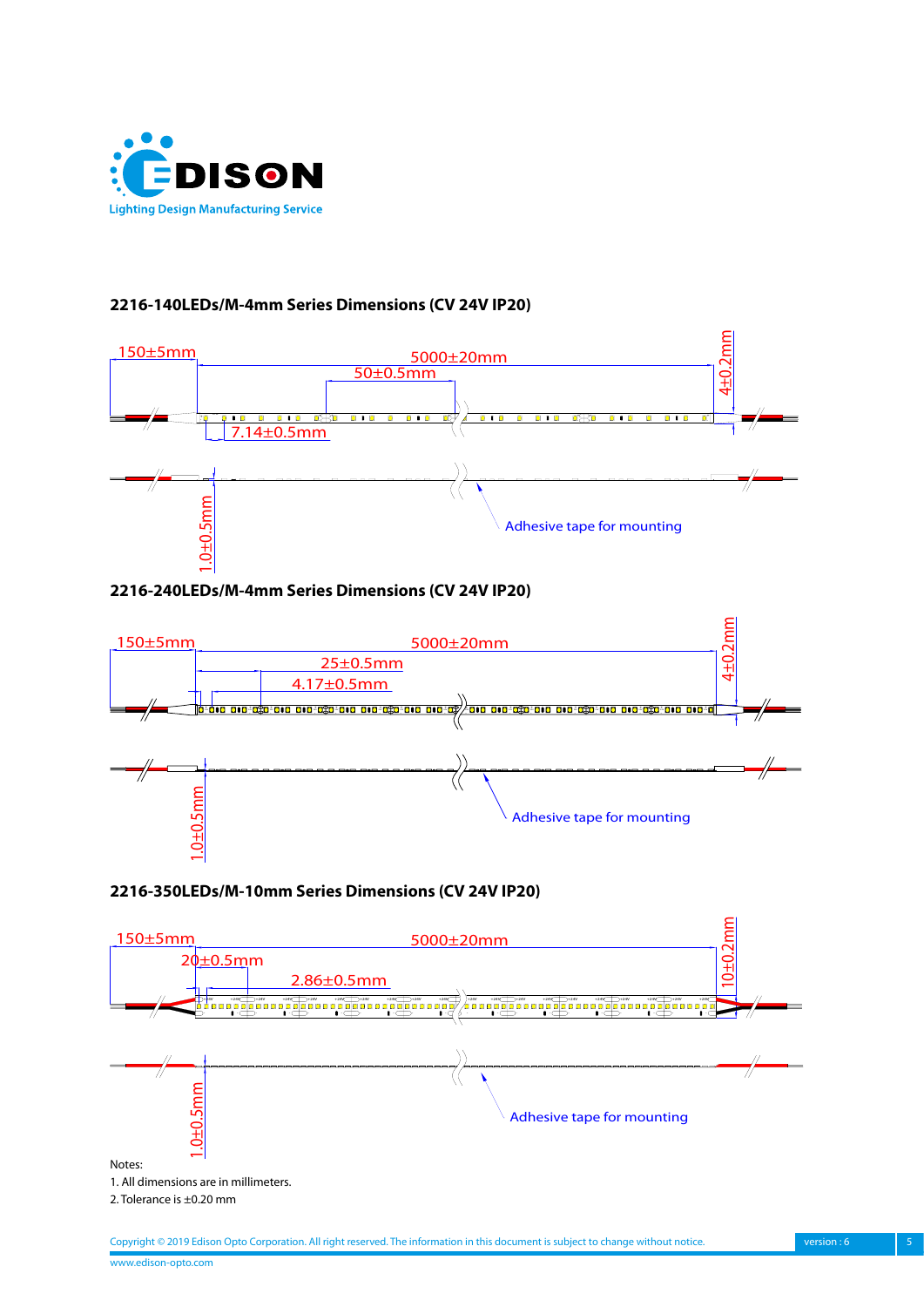## 2216-140LEDs/M-4mm Series Dimensions (CV 24V IP20)

150±5mm

5000±20mm

50±0.5mm

4±0.2mm

7.14±0.5mm

1.0±0.5mm

Adhesive tape for mounting

## 2216-240LEDs/M-4mm Series Dimensions (CV 24V IP20)

150±5mm

5000±20mm

25±0.5mm

4.17±0.5mm

4±0.2mm

1.0±0.5mm

Adhesive tape for mounting

## 2216-350LEDs/M-10mm Series Dimensions (CV 24V IP20)

150±5mm

5000±20mm

20±0.5mm

2.86±0.5mm

10±0.2mm

1.0±0.5mm

Adhesive tape for mounting

Notes:

1. All dimensions are in millimeters.
2. Tolerance is ±0.20 mm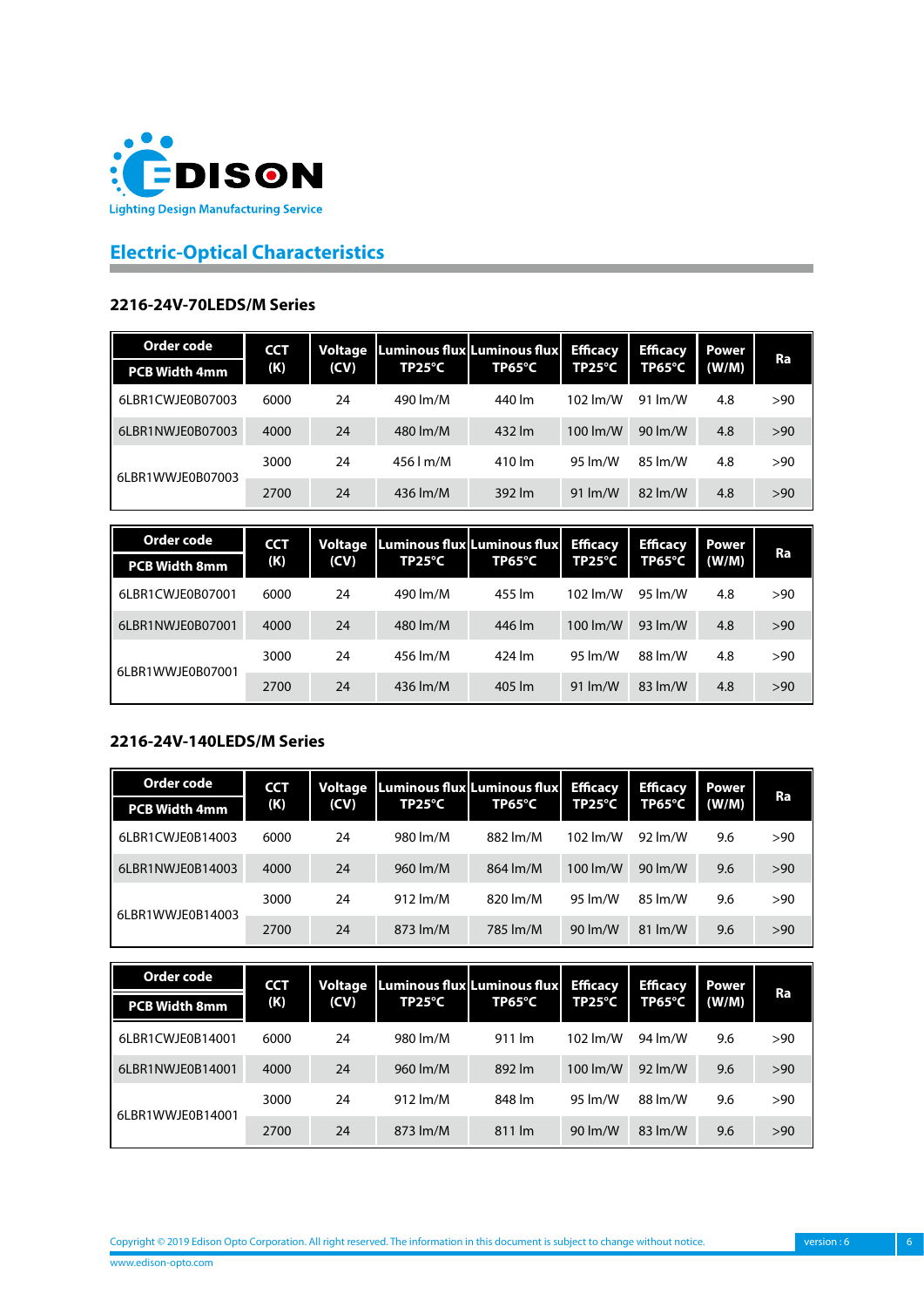## Electric-Optical Characteristics

### 2216-24V-70LEDS/M Series

| Order code PCB Width 4mm | CCT (K) | Voltage (CV) | Luminous flux TP25°C | Luminous flux TP65°C | Efficacy TP25°C | Efficacy TP65°C | Power (W/M) | Ra |
|---|---|---|---|---|---|---|---|---|
| 6LBR1CWJE0B07003 | 6000 | 24 | 490 lm/M | 440 lm | 102 lm/W | 91 lm/W | 4.8 | >90 |
| 6LBR1NWJE0B07003 | 4000 | 24 | 480 lm/M | 432 lm | 100 lm/W | 90 lm/W | 4.8 | >90 |
| 6LBR1WWJE0B07003 | 3000 | 24 | 456 l m/M | 410 lm | 95 lm/W | 85 lm/W | 4.8 | >90 |
| | 2700 | 24 | 436 lm/M | 392 lm | 91 lm/W | 82 lm/W | 4.8 | >90 |

| Order code PCB Width 8mm | CCT (K) | Voltage (CV) | Luminous flux TP25°C | Luminous flux TP65°C | Efficacy TP25°C | Efficacy TP65°C | Power (W/M) | Ra |
|---|---|---|---|---|---|---|---|---|
| 6LBR1CWJE0B07001 | 6000 | 24 | 490 lm/M | 455 lm | 102 lm/W | 95 lm/W | 4.8 | >90 |
| 6LBR1NWJE0B07001 | 4000 | 24 | 480 lm/M | 446 lm | 100 lm/W | 93 lm/W | 4.8 | >90 |
| 6LBR1WWJE0B07001 | 3000 | 24 | 456 lm/M | 424 lm | 95 lm/W | 88 lm/W | 4.8 | >90 |
| | 2700 | 24 | 436 lm/M | 405 lm | 91 lm/W | 83 lm/W | 4.8 | >90 |

### 2216-24V-140LEDS/M Series

| Order code PCB Width 4mm | CCT (K) | Voltage (CV) | Luminous flux TP25°C | Luminous flux TP65°C | Efficacy TP25°C | Efficacy TP65°C | Power (W/M) | Ra |
|---|---|---|---|---|---|---|---|---|
| 6LBR1CWJE0B14003 | 6000 | 24 | 980 lm/M | 882 lm/M | 102 lm/W | 92 lm/W | 9.6 | >90 |
| 6LBR1NWJE0B14003 | 4000 | 24 | 960 lm/M | 864 lm/M | 100 lm/W | 90 lm/W | 9.6 | >90 |
| 6LBR1WWJE0B14003 | 3000 | 24 | 912 lm/M | 820 lm/M | 95 lm/W | 85 lm/W | 9.6 | >90 |
| | 2700 | 24 | 873 lm/M | 785 lm/M | 90 lm/W | 81 lm/W | 9.6 | >90 |

| Order code PCB Width 8mm | CCT (K) | Voltage (CV) | Luminous flux TP25°C | Luminous flux TP65°C | Efficacy TP25°C | Efficacy TP65°C | Power (W/M) | Ra |
|---|---|---|---|---|---|---|---|---|
| 6LBR1CWJE0B14001 | 6000 | 24 | 980 lm/M | 911 lm | 102 lm/W | 94 lm/W | 9.6 | >90 |
| 6LBR1NWJE0B14001 | 4000 | 24 | 960 lm/M | 892 lm | 100 lm/W | 92 lm/W | 9.6 | >90 |
| 6LBR1WWJE0B14001 | 3000 | 24 | 912 lm/M | 848 lm | 95 lm/W | 88 lm/W | 9.6 | >90 |
| | 2700 | 24 | 873 lm/M | 811 lm | 90 lm/W | 83 lm/W | 9.6 | >90 |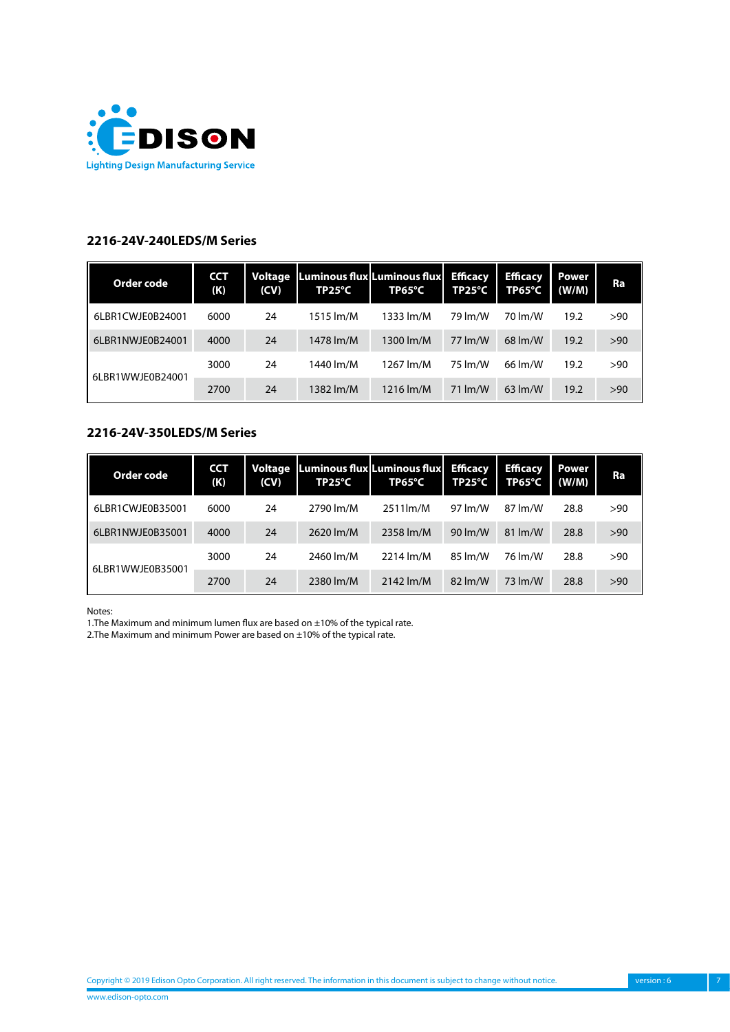## 2216-24V-240LEDS/M Series

| Order code | CCT (K) | Voltage (CV) | Luminous flux TP25°C | Luminous flux TP65°C | Efficacy TP25°C | Efficacy TP65°C | Power (W/M) | Ra |
|---|---|---|---|---|---|---|---|---|
| 6LBR1CWJE0B24001 | 6000 | 24 | 1515 lm/M | 1333 lm/M | 79 lm/W | 70 lm/W | 19.2 | >90 |
| 6LBR1NWJE0B24001 | 4000 | 24 | 1478 lm/M | 1300 lm/M | 77 lm/W | 68 lm/W | 19.2 | >90 |
| 6LBR1WWJE0B24001 | 3000 | 24 | 1440 lm/M | 1267 lm/M | 75 lm/W | 66 lm/W | 19.2 | >90 |
| | 2700 | 24 | 1382 lm/M | 1216 lm/M | 71 lm/W | 63 lm/W | 19.2 | >90 |

## 2216-24V-350LEDS/M Series

| Order code | CCT (K) | Voltage (CV) | Luminous flux TP25°C | Luminous flux TP65°C | Efficacy TP25°C | Efficacy TP65°C | Power (W/M) | Ra |
|---|---|---|---|---|---|---|---|---|
| 6LBR1CWJE0B35001 | 6000 | 24 | 2790 lm/M | 2511lm/M | 97 lm/W | 87 lm/W | 28.8 | >90 |
| 6LBR1NWJE0B35001 | 4000 | 24 | 2620 lm/M | 2358 lm/M | 90 lm/W | 81 lm/W | 28.8 | >90 |
| 6LBR1WWJE0B35001 | 3000 | 24 | 2460 lm/M | 2214 lm/M | 85 lm/W | 76 lm/W | 28.8 | >90 |
| | 2700 | 24 | 2380 lm/M | 2142 lm/M | 82 lm/W | 73 lm/W | 28.8 | >90 |

Notes:
1.The Maximum and minimum lumen flux are based on ±10% of the typical rate.
2.The Maximum and minimum Power are based on ±10% of the typical rate.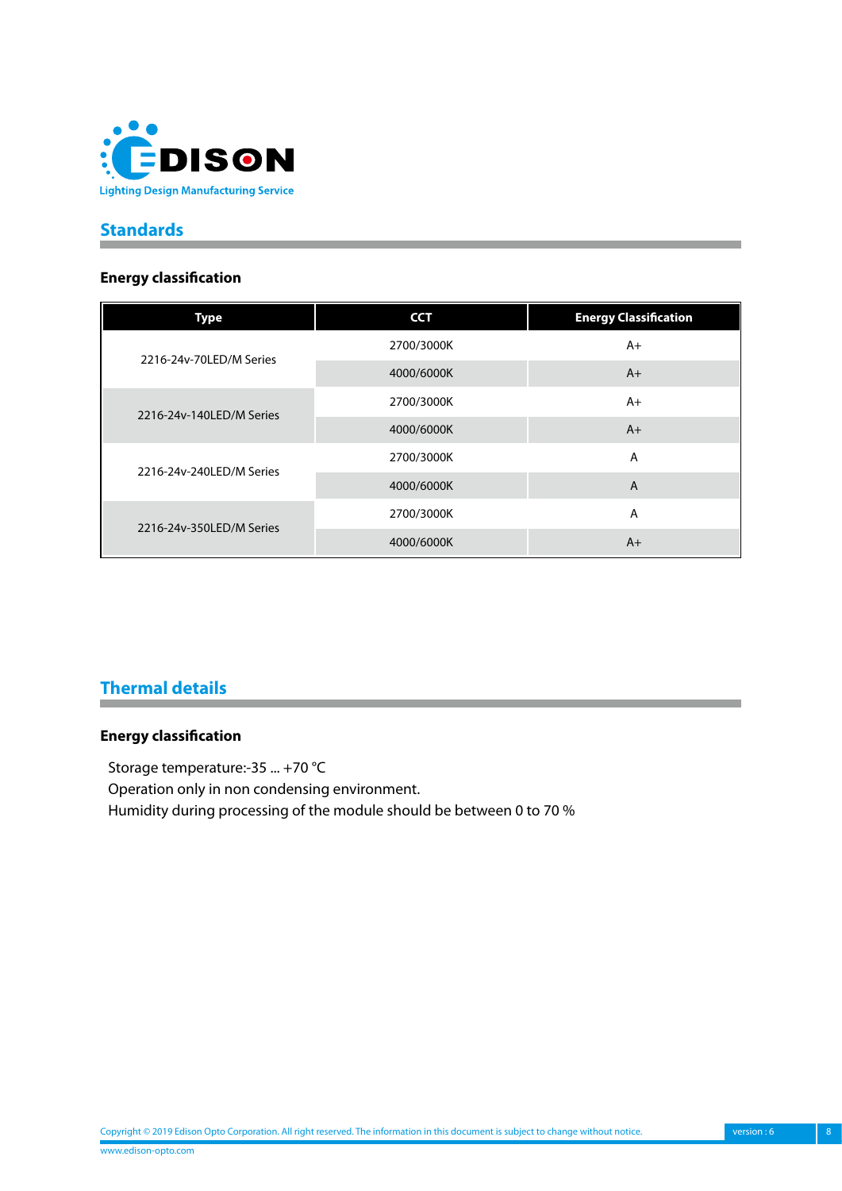## Standards

### Energy classification

| Type | CCT | Energy Classification |
|---|---|---|
| 2216-24v-70LED/M Series | 2700/3000K | A+ |
| | 4000/6000K | A+ |
| 2216-24v-140LED/M Series | 2700/3000K | A+ |
| | 4000/6000K | A+ |
| 2216-24v-240LED/M Series | 2700/3000K | A |
| | 4000/6000K | A |
| 2216-24v-350LED/M Series | 2700/3000K | A |
| | 4000/6000K | A+ |

## Thermal details

### Energy classification

Storage temperature:-35 ... +70 °C
Operation only in non condensing environment.
Humidity during processing of the module should be between 0 to 70 %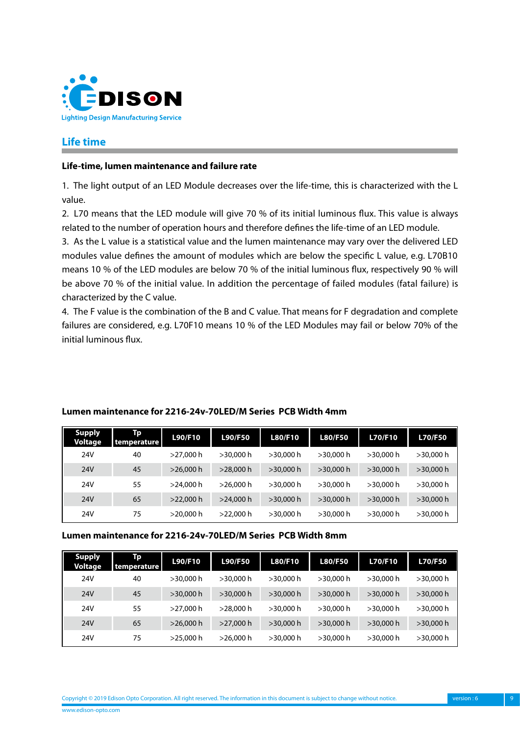## Life time

### Life-time, lumen maintenance and failure rate

1. The light output of an LED Module decreases over the life-time, this is characterized with the L value.
2. L70 means that the LED module will give 70 % of its initial luminous flux. This value is always related to the number of operation hours and therefore defines the life-time of an LED module.
3. As the L value is a statistical value and the lumen maintenance may vary over the delivered LED modules value defines the amount of modules which are below the specific L value, e.g. L70B10 means 10 % of the LED modules are below 70 % of the initial luminous flux, respectively 90 % will be above 70 % of the initial value. In addition the percentage of failed modules (fatal failure) is characterized by the C value.
4. The F value is the combination of the B and C value. That means for F degradation and complete failures are considered, e.g. L70F10 means 10 % of the LED Modules may fail or below 70% of the initial luminous flux.

**Lumen maintenance for 2216-24v-70LED/M Series PCB Width 4mm**

| Supply Voltage | Tp temperature | L90/F10 | L90/F50 | L80/F10 | L80/F50 | L70/F10 | L70/F50 |
|---|---|---|---|---|---|---|---|
| 24V | 40 | >27,000 h | >30,000 h | >30,000 h | >30,000 h | >30,000 h | >30,000 h |
| 24V | 45 | >26,000 h | >28,000 h | >30,000 h | >30,000 h | >30,000 h | >30,000 h |
| 24V | 55 | >24,000 h | >26,000 h | >30,000 h | >30,000 h | >30,000 h | >30,000 h |
| 24V | 65 | >22,000 h | >24,000 h | >30,000 h | >30,000 h | >30,000 h | >30,000 h |
| 24V | 75 | >20,000 h | >22,000 h | >30,000 h | >30,000 h | >30,000 h | >30,000 h |

**Lumen maintenance for 2216-24v-70LED/M Series PCB Width 8mm**

| Supply Voltage | Tp temperature | L90/F10 | L90/F50 | L80/F10 | L80/F50 | L70/F10 | L70/F50 |
|---|---|---|---|---|---|---|---|
| 24V | 40 | >30,000 h | >30,000 h | >30,000 h | >30,000 h | >30,000 h | >30,000 h |
| 24V | 45 | >30,000 h | >30,000 h | >30,000 h | >30,000 h | >30,000 h | >30,000 h |
| 24V | 55 | >27,000 h | >28,000 h | >30,000 h | >30,000 h | >30,000 h | >30,000 h |
| 24V | 65 | >26,000 h | >27,000 h | >30,000 h | >30,000 h | >30,000 h | >30,000 h |
| 24V | 75 | >25,000 h | >26,000 h | >30,000 h | >30,000 h | >30,000 h | >30,000 h |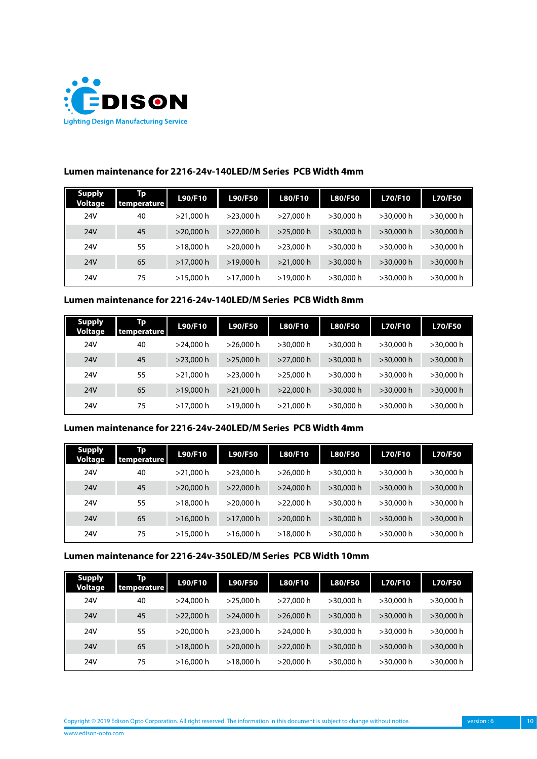EDISON

Lighting Design Manufacturing Service

### Lumen maintenance for 2216-24v-140LED/M Series PCB Width 4mm

| Supply Voltage | Tp temperature | L90/F10 | L90/F50 | L80/F10 | L80/F50 | L70/F10 | L70/F50 |
|---|---|---|---|---|---|---|---|
| 24V | 40 | >21,000 h | >23,000 h | >27,000 h | >30,000 h | >30,000 h | >30,000 h |
| 24V | 45 | >20,000 h | >22,000 h | >25,000 h | >30,000 h | >30,000 h | >30,000 h |
| 24V | 55 | >18,000 h | >20,000 h | >23,000 h | >30,000 h | >30,000 h | >30,000 h |
| 24V | 65 | >17,000 h | >19,000 h | >21,000 h | >30,000 h | >30,000 h | >30,000 h |
| 24V | 75 | >15,000 h | >17,000 h | >19,000 h | >30,000 h | >30,000 h | >30,000 h |

### Lumen maintenance for 2216-24v-140LED/M Series PCB Width 8mm

| Supply Voltage | Tp temperature | L90/F10 | L90/F50 | L80/F10 | L80/F50 | L70/F10 | L70/F50 |
|---|---|---|---|---|---|---|---|
| 24V | 40 | >24,000 h | >26,000 h | >30,000 h | >30,000 h | >30,000 h | >30,000 h |
| 24V | 45 | >23,000 h | >25,000 h | >27,000 h | >30,000 h | >30,000 h | >30,000 h |
| 24V | 55 | >21,000 h | >23,000 h | >25,000 h | >30,000 h | >30,000 h | >30,000 h |
| 24V | 65 | >19,000 h | >21,000 h | >22,000 h | >30,000 h | >30,000 h | >30,000 h |
| 24V | 75 | >17,000 h | >19,000 h | >21,000 h | >30,000 h | >30,000 h | >30,000 h |

### Lumen maintenance for 2216-24v-240LED/M Series PCB Width 4mm

| Supply Voltage | Tp temperature | L90/F10 | L90/F50 | L80/F10 | L80/F50 | L70/F10 | L70/F50 |
|---|---|---|---|---|---|---|---|
| 24V | 40 | >21,000 h | >23,000 h | >26,000 h | >30,000 h | >30,000 h | >30,000 h |
| 24V | 45 | >20,000 h | >22,000 h | >24,000 h | >30,000 h | >30,000 h | >30,000 h |
| 24V | 55 | >18,000 h | >20,000 h | >22,000 h | >30,000 h | >30,000 h | >30,000 h |
| 24V | 65 | >16,000 h | >17,000 h | >20,000 h | >30,000 h | >30,000 h | >30,000 h |
| 24V | 75 | >15,000 h | >16,000 h | >18,000 h | >30,000 h | >30,000 h | >30,000 h |

### Lumen maintenance for 2216-24v-350LED/M Series PCB Width 10mm

| Supply Voltage | Tp temperature | L90/F10 | L90/F50 | L80/F10 | L80/F50 | L70/F10 | L70/F50 |
|---|---|---|---|---|---|---|---|
| 24V | 40 | >24,000 h | >25,000 h | >27,000 h | >30,000 h | >30,000 h | >30,000 h |
| 24V | 45 | >22,000 h | >24,000 h | >26,000 h | >30,000 h | >30,000 h | >30,000 h |
| 24V | 55 | >20,000 h | >23,000 h | >24,000 h | >30,000 h | >30,000 h | >30,000 h |
| 24V | 65 | >18,000 h | >20,000 h | >22,000 h | >30,000 h | >30,000 h | >30,000 h |
| 24V | 75 | >16,000 h | >18,000 h | >20,000 h | >30,000 h | >30,000 h | >30,000 h |

Copyright © 2019 Edison Opto Corporation. All right reserved. The information in this document is subject to change without notice.

version : 6

www.edison-opto.com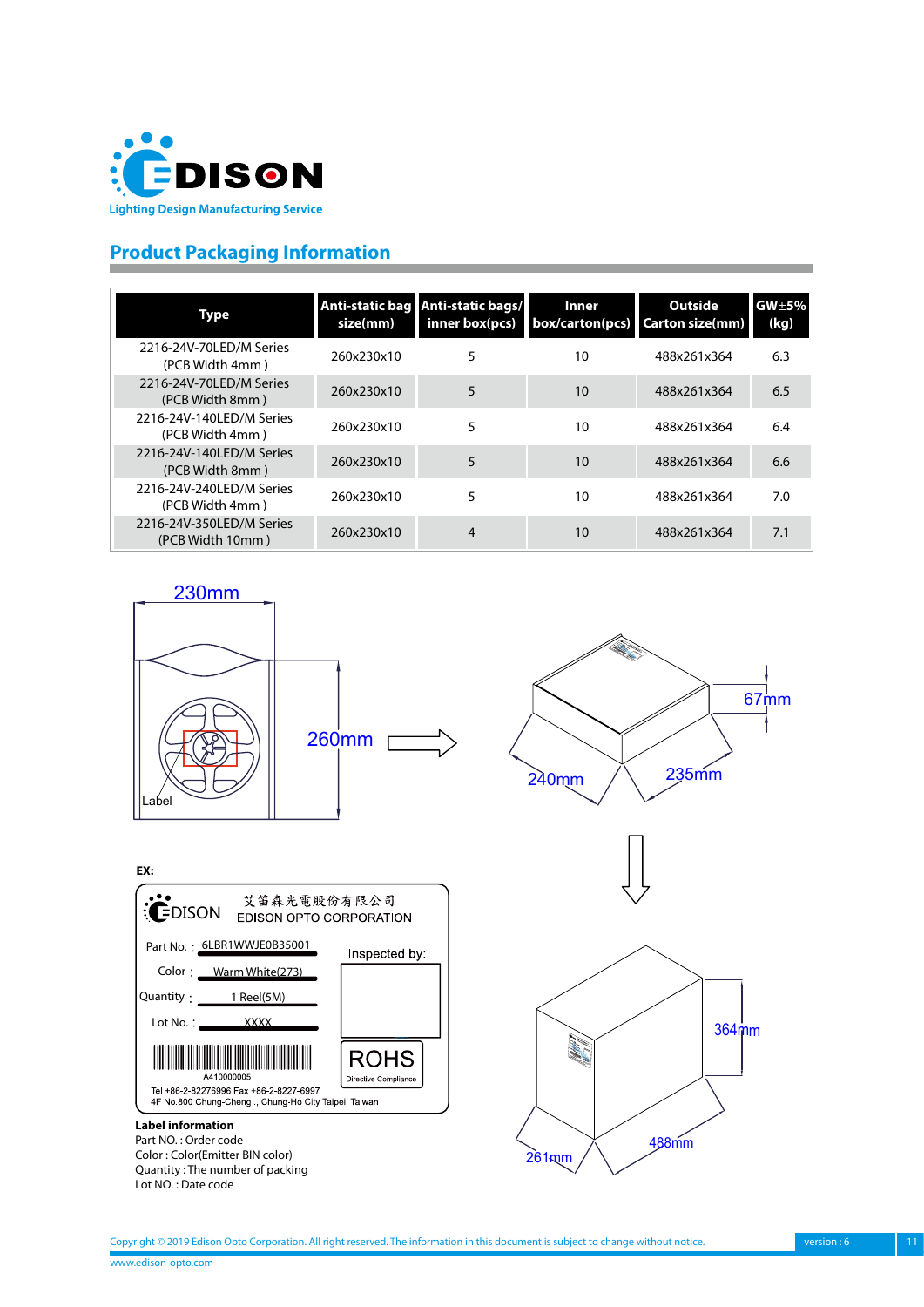## Product Packaging Information

| Type | Anti-static bag size(mm) | Anti-static bags/ inner box(pcs) | Inner box/carton(pcs) | Outside Carton size(mm) | GW±5% (kg) |
|---|---|---|---|---|---|
| 2216-24V-70LED/M Series (PCB Width 4mm ) | 260x230x10 | 5 | 10 | 488x261x364 | 6.3 |
| 2216-24V-70LED/M Series (PCB Width 8mm ) | 260x230x10 | 5 | 10 | 488x261x364 | 6.5 |
| 2216-24V-140LED/M Series (PCB Width 4mm ) | 260x230x10 | 5 | 10 | 488x261x364 | 6.4 |
| 2216-24V-140LED/M Series (PCB Width 8mm ) | 260x230x10 | 5 | 10 | 488x261x364 | 6.6 |
| 2216-24V-240LED/M Series (PCB Width 4mm ) | 260x230x10 | 5 | 10 | 488x261x364 | 7.0 |
| 2216-24V-350LED/M Series (PCB Width 10mm ) | 260x230x10 | 4 | 10 | 488x261x364 | 7.1 |

230mm

260mm

Label

67mm

240mm

235mm

EX:

EDISON 艾笛森光電股份有限公司 EDISON OPTO CORPORATION

Part No. : 6LBR1WWJE0B35001

Color : Warm White(273)

Quantity : 1 Reel(5M)

Lot No. : XXXX

A410000005

Inspected by:

ROHS Directive Compliance

Tel +86-2-82276996 Fax +86-2-8227-6997
4F No.800 Chung-Cheng ., Chung-Ho City Taipei. Taiwan

364mm

261mm

488mm

**Label information**
Part NO. : Order code
Color : Color(Emitter BIN color)
Quantity : The number of packing
Lot NO. : Date code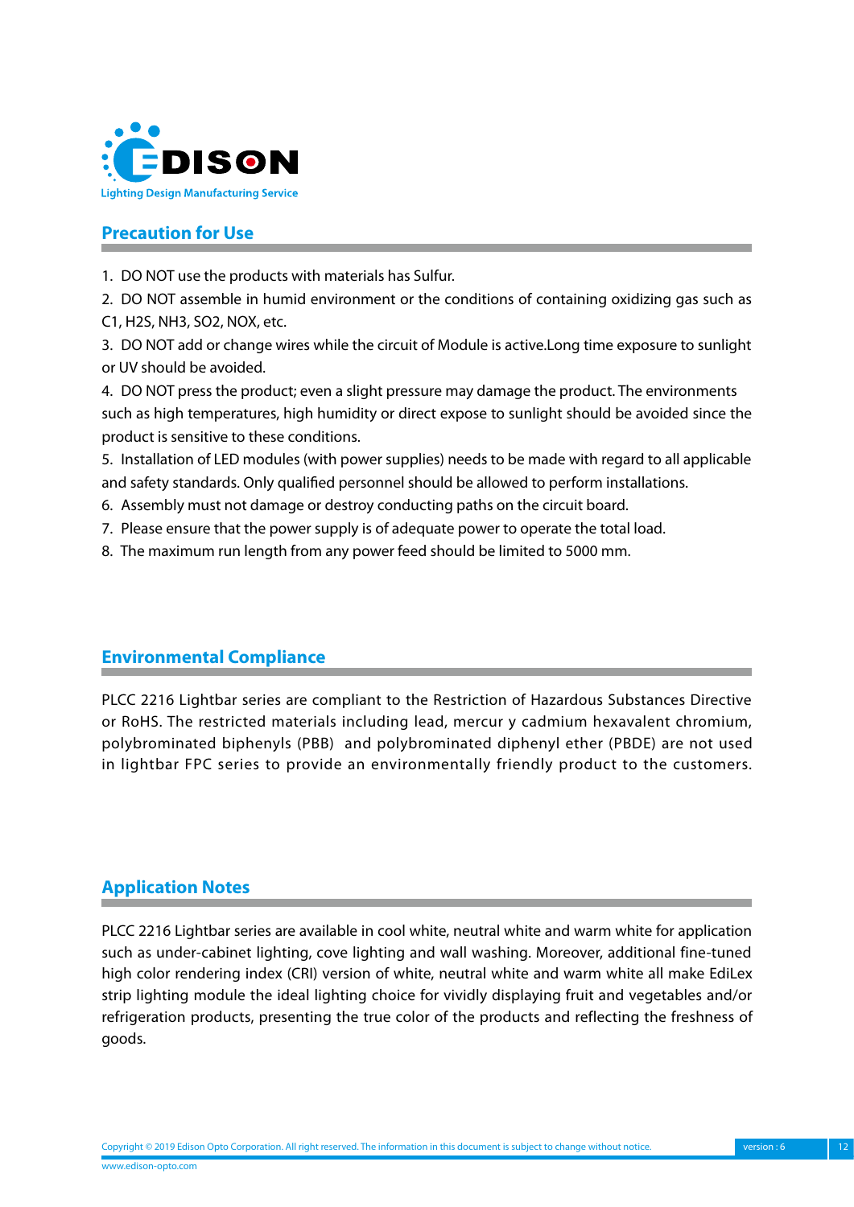## Precaution for Use

1. DO NOT use the products with materials has Sulfur.
2. DO NOT assemble in humid environment or the conditions of containing oxidizing gas such as C1, H2S, NH3, SO2, NOX, etc.
3. DO NOT add or change wires while the circuit of Module is active.Long time exposure to sunlight or UV should be avoided.
4. DO NOT press the product; even a slight pressure may damage the product. The environments such as high temperatures, high humidity or direct expose to sunlight should be avoided since the product is sensitive to these conditions.
5. Installation of LED modules (with power supplies) needs to be made with regard to all applicable and safety standards. Only qualified personnel should be allowed to perform installations.
6. Assembly must not damage or destroy conducting paths on the circuit board.
7. Please ensure that the power supply is of adequate power to operate the total load.
8. The maximum run length from any power feed should be limited to 5000 mm.

## Environmental Compliance

PLCC 2216 Lightbar series are compliant to the Restriction of Hazardous Substances Directive or RoHS. The restricted materials including lead, mercur y cadmium hexavalent chromium, polybrominated biphenyls (PBB) and polybrominated diphenyl ether (PBDE) are not used in lightbar FPC series to provide an environmentally friendly product to the customers.

## Application Notes

PLCC 2216 Lightbar series are available in cool white, neutral white and warm white for application such as under-cabinet lighting, cove lighting and wall washing. Moreover, additional fine-tuned high color rendering index (CRI) version of white, neutral white and warm white all make EdiLex strip lighting module the ideal lighting choice for vividly displaying fruit and vegetables and/or refrigeration products, presenting the true color of the products and reflecting the freshness of goods.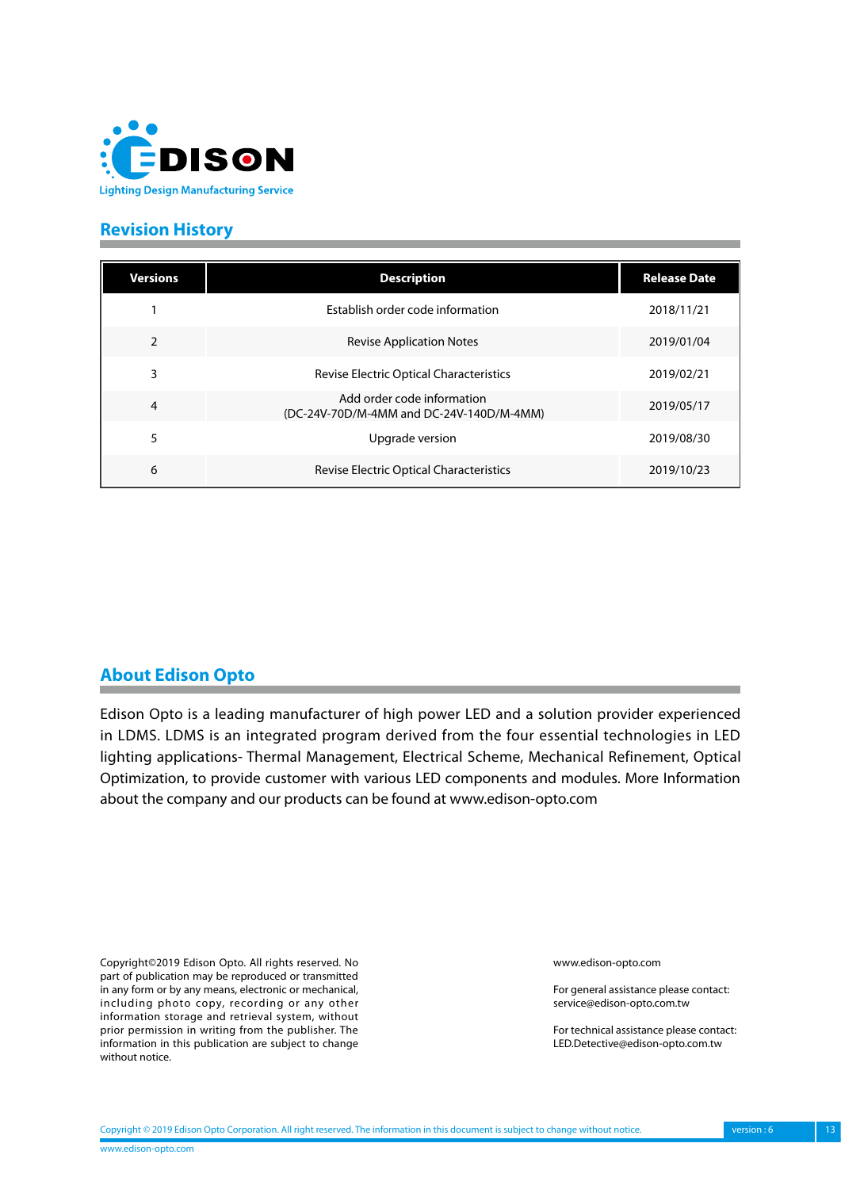EDISON

Lighting Design Manufacturing Service

## Revision History

| Versions | Description | Release Date |
|---|---|---|
| 1 | Establish order code information | 2018/11/21 |
| 2 | Revise Application Notes | 2019/01/04 |
| 3 | Revise Electric Optical Characteristics | 2019/02/21 |
| 4 | Add order code information (DC-24V-70D/M-4MM and DC-24V-140D/M-4MM) | 2019/05/17 |
| 5 | Upgrade version | 2019/08/30 |
| 6 | Revise Electric Optical Characteristics | 2019/10/23 |

## About Edison Opto

Edison Opto is a leading manufacturer of high power LED and a solution provider experienced in LDMS. LDMS is an integrated program derived from the four essential technologies in LED lighting applications- Thermal Management, Electrical Scheme, Mechanical Refinement, Optical Optimization, to provide customer with various LED components and modules. More Information about the company and our products can be found at www.edison-opto.com

Copyright©2019 Edison Opto. All rights reserved. No part of publication may be reproduced or transmitted in any form or by any means, electronic or mechanical, including photo copy, recording or any other information storage and retrieval system, without prior permission in writing from the publisher. The information in this publication are subject to change without notice.

www.edison-opto.com

For general assistance please contact:
service@edison-opto.com.tw

For technical assistance please contact:
LED.Detective@edison-opto.com.tw